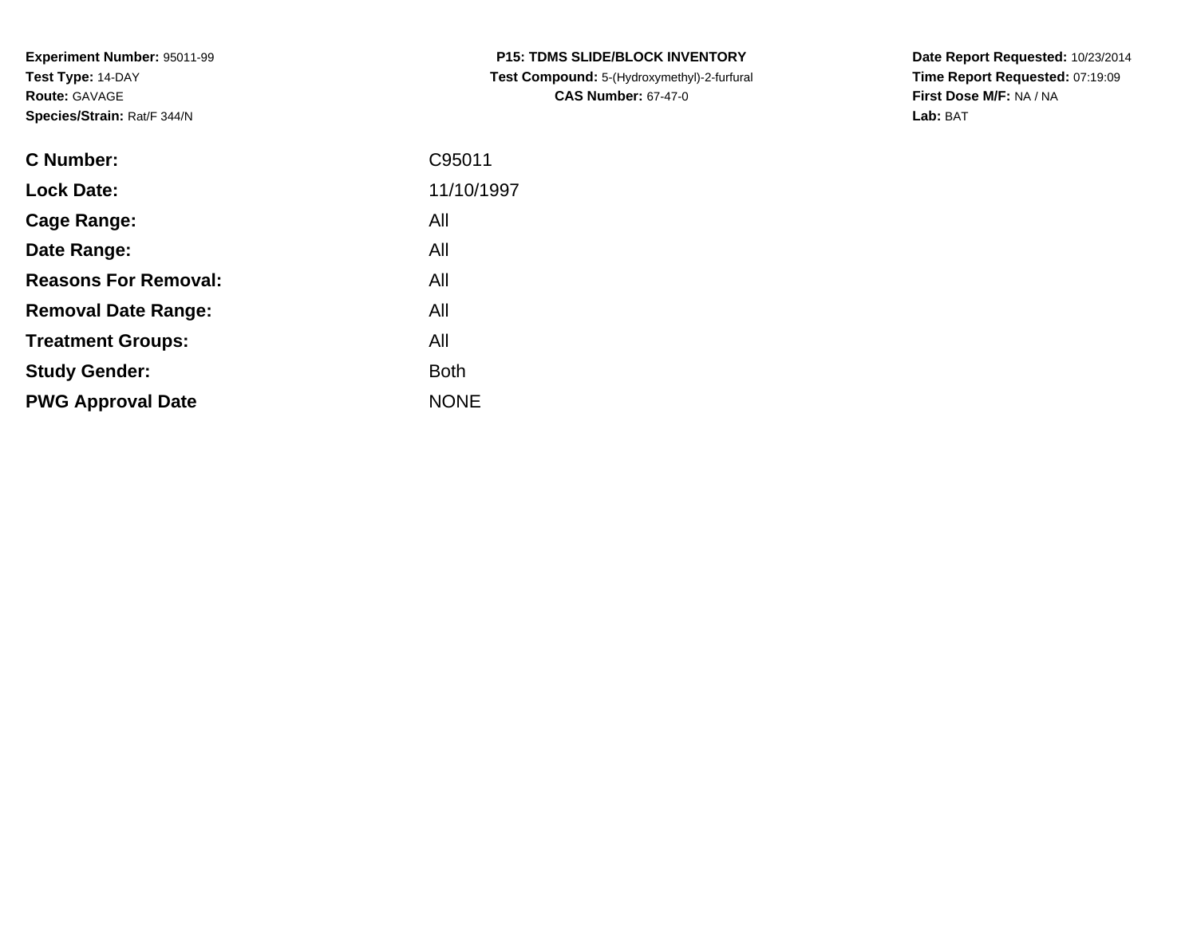**Experiment Number:** 95011-99
**Test Type:** 14-DAY
**Route:** GAVAGE
**Species/Strain:** Rat/F 344/N

**P15: TDMS SLIDE/BLOCK INVENTORY**
**Test Compound:** 5-(Hydroxymethyl)-2-furfural
**CAS Number:** 67-47-0

**Date Report Requested:** 10/23/2014
**Time Report Requested:** 07:19:09
**First Dose M/F:** NA / NA
**Lab:** BAT

| | |
|---|---|
| **C Number:** | C95011 |
| **Lock Date:** | 11/10/1997 |
| **Cage Range:** | All |
| **Date Range:** | All |
| **Reasons For Removal:** | All |
| **Removal Date Range:** | All |
| **Treatment Groups:** | All |
| **Study Gender:** | Both |
| **PWG Approval Date** | NONE |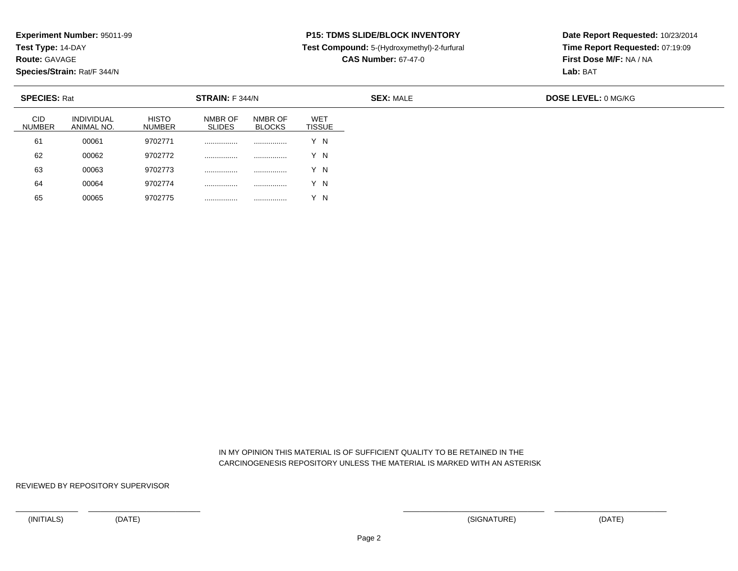**Experiment Number:** 95011-99
**Test Type:** 14-DAY
**Route:** GAVAGE
**Species/Strain:** Rat/F 344/N

**P15: TDMS SLIDE/BLOCK INVENTORY**
**Test Compound:** 5-(Hydroxymethyl)-2-furfural
**CAS Number:** 67-47-0

**Date Report Requested:** 10/23/2014
**Time Report Requested:** 07:19:09
**First Dose M/F:** NA / NA
**Lab:** BAT

**SPECIES:** Rat **STRAIN:** F 344/N **SEX:** MALE **DOSE LEVEL:** 0 MG/KG

| CID NUMBER | INDIVIDUAL ANIMAL NO. | HISTO NUMBER | NMBR OF SLIDES | NMBR OF BLOCKS | WET TISSUE |
|---|---|---|---|---|---|
| 61 | 00061 | 9702771 | ................ | ................ | Y N |
| 62 | 00062 | 9702772 | ................ | ................ | Y N |
| 63 | 00063 | 9702773 | ................ | ................ | Y N |
| 64 | 00064 | 9702774 | ................ | ................ | Y N |
| 65 | 00065 | 9702775 | ................ | ................ | Y N |

IN MY OPINION THIS MATERIAL IS OF SUFFICIENT QUALITY TO BE RETAINED IN THE CARCINOGENESIS REPOSITORY UNLESS THE MATERIAL IS MARKED WITH AN ASTERISK

REVIEWED BY REPOSITORY SUPERVISOR

(INITIALS) (DATE) (SIGNATURE) (DATE)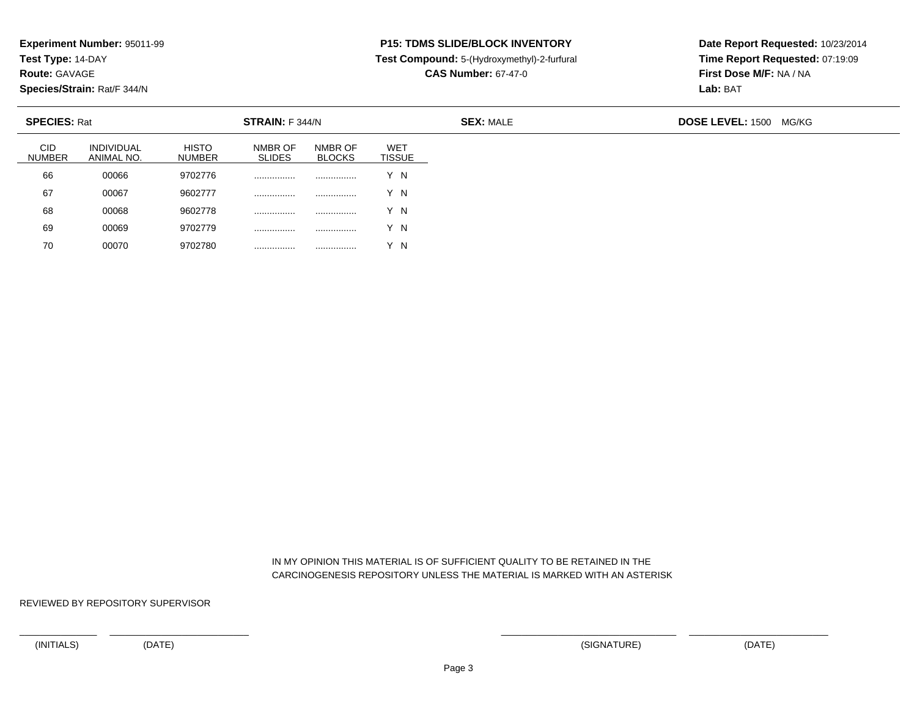**Experiment Number:** 95011-99
**Test Type:** 14-DAY
**Route:** GAVAGE
**Species/Strain:** Rat/F 344/N

**P15: TDMS SLIDE/BLOCK INVENTORY**
**Test Compound:** 5-(Hydroxymethyl)-2-furfural
**CAS Number:** 67-47-0

**Date Report Requested:** 10/23/2014
**Time Report Requested:** 07:19:09
**First Dose M/F:** NA / NA
**Lab:** BAT

**SPECIES:** Rat **STRAIN:** F 344/N **SEX:** MALE **DOSE LEVEL:** 1500 MG/KG

| CID NUMBER | INDIVIDUAL ANIMAL NO. | HISTO NUMBER | NMBR OF SLIDES | NMBR OF BLOCKS | WET TISSUE |
|---|---|---|---|---|---|
| 66 | 00066 | 9702776 | ................ | ................ | Y N |
| 67 | 00067 | 9602777 | ................ | ................ | Y N |
| 68 | 00068 | 9602778 | ................ | ................ | Y N |
| 69 | 00069 | 9702779 | ................ | ................ | Y N |
| 70 | 00070 | 9702780 | ................ | ................ | Y N |

IN MY OPINION THIS MATERIAL IS OF SUFFICIENT QUALITY TO BE RETAINED IN THE CARCINOGENESIS REPOSITORY UNLESS THE MATERIAL IS MARKED WITH AN ASTERISK

REVIEWED BY REPOSITORY SUPERVISOR

(INITIALS) (DATE) (SIGNATURE) (DATE)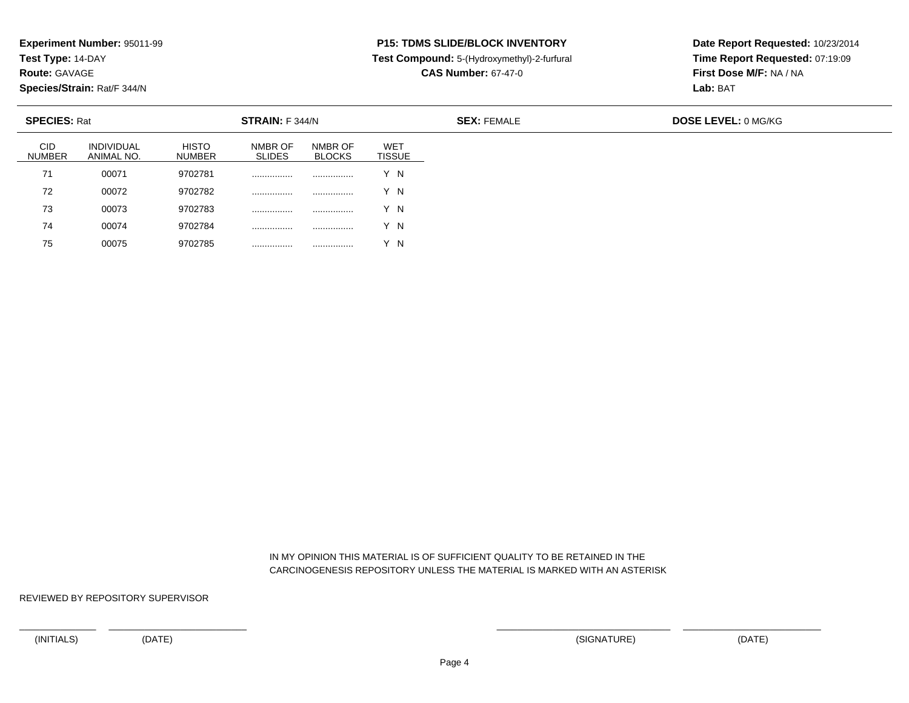**Experiment Number:** 95011-99
**Test Type:** 14-DAY
**Route:** GAVAGE
**Species/Strain:** Rat/F 344/N

**P15: TDMS SLIDE/BLOCK INVENTORY**
**Test Compound:** 5-(Hydroxymethyl)-2-furfural
**CAS Number:** 67-47-0

**Date Report Requested:** 10/23/2014
**Time Report Requested:** 07:19:09
**First Dose M/F:** NA / NA
**Lab:** BAT

**SPECIES:** Rat **STRAIN:** F 344/N **SEX:** FEMALE **DOSE LEVEL:** 0 MG/KG

| CID NUMBER | INDIVIDUAL ANIMAL NO. | HISTO NUMBER | NMBR OF SLIDES | NMBR OF BLOCKS | WET TISSUE |
|---|---|---|---|---|---|
| 71 | 00071 | 9702781 | ................ | ................ | Y N |
| 72 | 00072 | 9702782 | ................ | ................ | Y N |
| 73 | 00073 | 9702783 | ................ | ................ | Y N |
| 74 | 00074 | 9702784 | ................ | ................ | Y N |
| 75 | 00075 | 9702785 | ................ | ................ | Y N |

IN MY OPINION THIS MATERIAL IS OF SUFFICIENT QUALITY TO BE RETAINED IN THE CARCINOGENESIS REPOSITORY UNLESS THE MATERIAL IS MARKED WITH AN ASTERISK

REVIEWED BY REPOSITORY SUPERVISOR

(INITIALS) (DATE) (SIGNATURE) (DATE)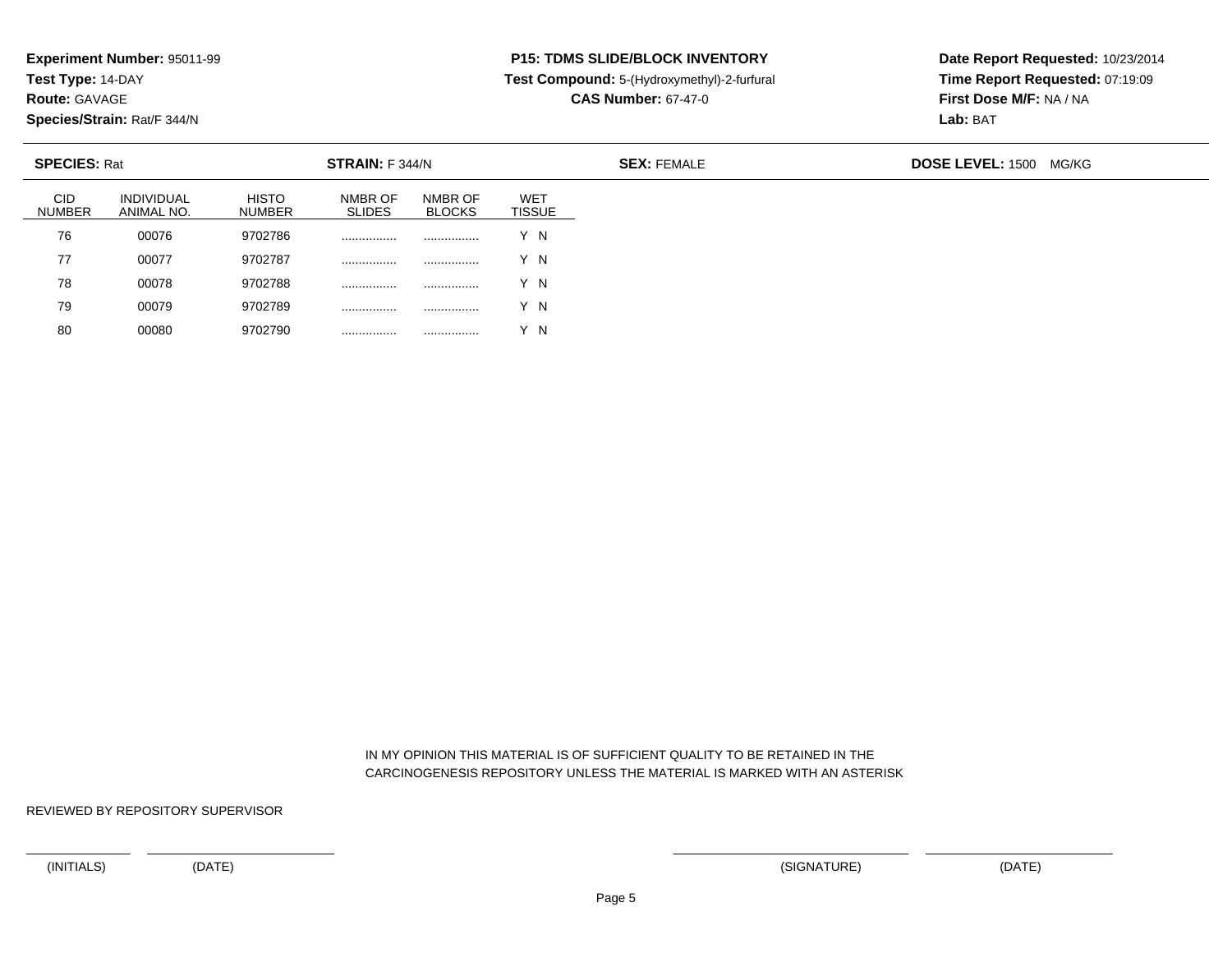**Experiment Number:** 95011-99
**Test Type:** 14-DAY
**Route:** GAVAGE
**Species/Strain:** Rat/F 344/N

**P15: TDMS SLIDE/BLOCK INVENTORY**
**Test Compound:** 5-(Hydroxymethyl)-2-furfural
**CAS Number:** 67-47-0

**Date Report Requested:** 10/23/2014
**Time Report Requested:** 07:19:09
**First Dose M/F:** NA / NA
**Lab:** BAT

**SPECIES:** Rat **STRAIN:** F 344/N **SEX:** FEMALE **DOSE LEVEL:** 1500 MG/KG

| CID NUMBER | INDIVIDUAL ANIMAL NO. | HISTO NUMBER | NMBR OF SLIDES | NMBR OF BLOCKS | WET TISSUE |
|---|---|---|---|---|---|
| 76 | 00076 | 9702786 | ................ | ................ | Y N |
| 77 | 00077 | 9702787 | ................ | ................ | Y N |
| 78 | 00078 | 9702788 | ................ | ................ | Y N |
| 79 | 00079 | 9702789 | ................ | ................ | Y N |
| 80 | 00080 | 9702790 | ................ | ................ | Y N |

IN MY OPINION THIS MATERIAL IS OF SUFFICIENT QUALITY TO BE RETAINED IN THE CARCINOGENESIS REPOSITORY UNLESS THE MATERIAL IS MARKED WITH AN ASTERISK

REVIEWED BY REPOSITORY SUPERVISOR

(INITIALS) (DATE) (SIGNATURE) (DATE)